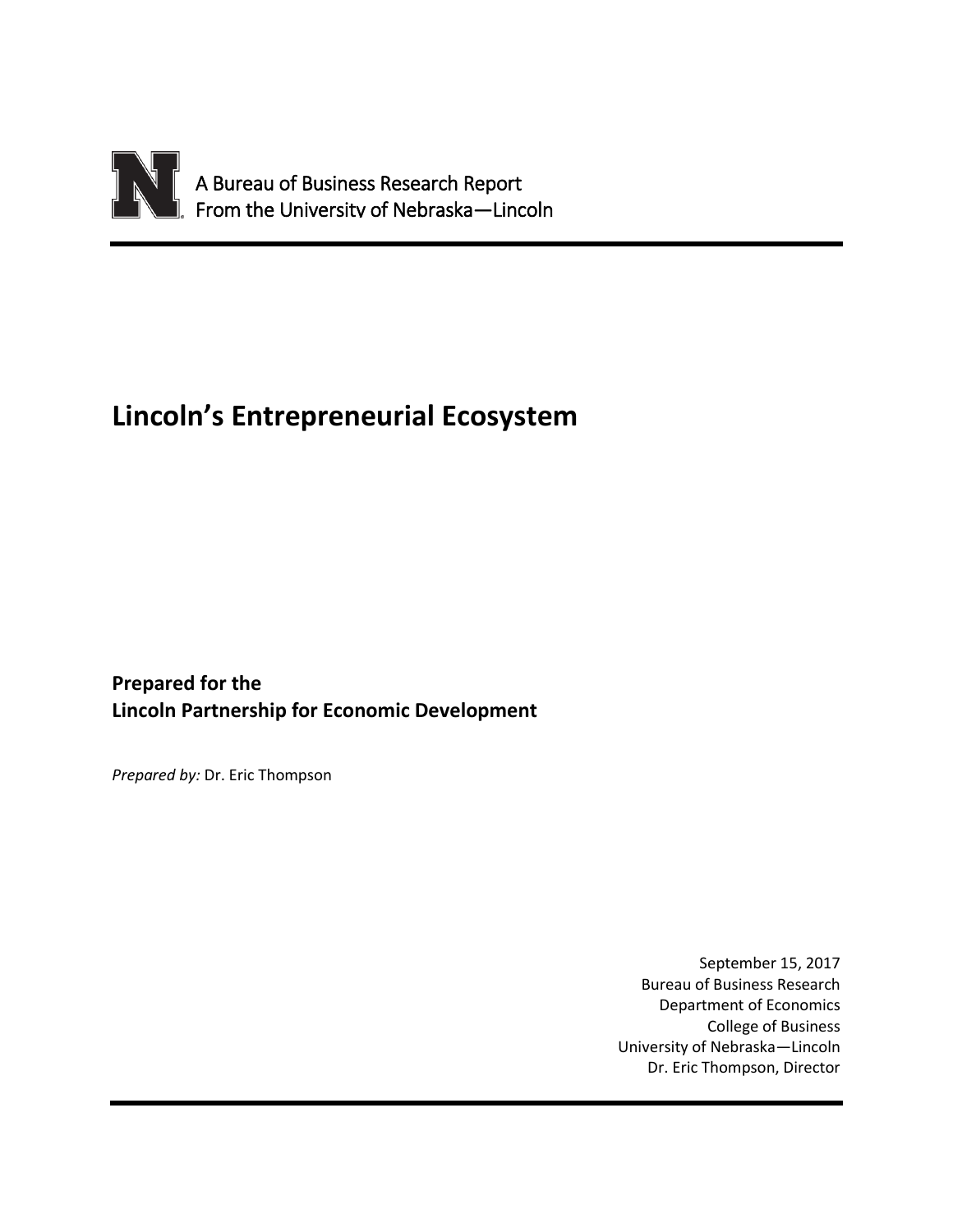A Bureau of Business Research Report
From the University of Nebraska—Lincoln

# Lincoln's Entrepreneurial Ecosystem

**Prepared for the**
**Lincoln Partnership for Economic Development**

*Prepared by:* Dr. Eric Thompson

September 15, 2017
Bureau of Business Research
Department of Economics
College of Business
University of Nebraska—Lincoln
Dr. Eric Thompson, Director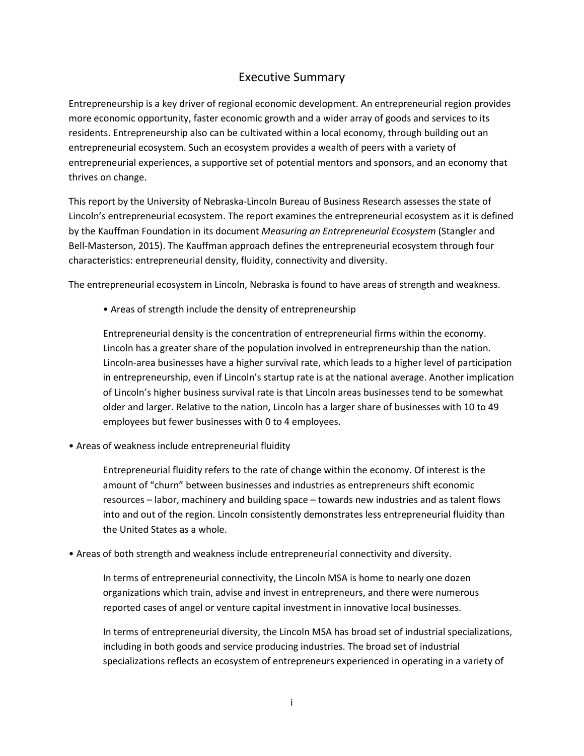# Executive Summary

Entrepreneurship is a key driver of regional economic development. An entrepreneurial region provides more economic opportunity, faster economic growth and a wider array of goods and services to its residents. Entrepreneurship also can be cultivated within a local economy, through building out an entrepreneurial ecosystem. Such an ecosystem provides a wealth of peers with a variety of entrepreneurial experiences, a supportive set of potential mentors and sponsors, and an economy that thrives on change.

This report by the University of Nebraska-Lincoln Bureau of Business Research assesses the state of Lincoln's entrepreneurial ecosystem. The report examines the entrepreneurial ecosystem as it is defined by the Kauffman Foundation in its document *Measuring an Entrepreneurial Ecosystem* (Stangler and Bell-Masterson, 2015). The Kauffman approach defines the entrepreneurial ecosystem through four characteristics: entrepreneurial density, fluidity, connectivity and diversity.

The entrepreneurial ecosystem in Lincoln, Nebraska is found to have areas of strength and weakness.

- Areas of strength include the density of entrepreneurship

  Entrepreneurial density is the concentration of entrepreneurial firms within the economy. Lincoln has a greater share of the population involved in entrepreneurship than the nation. Lincoln-area businesses have a higher survival rate, which leads to a higher level of participation in entrepreneurship, even if Lincoln's startup rate is at the national average. Another implication of Lincoln's higher business survival rate is that Lincoln areas businesses tend to be somewhat older and larger. Relative to the nation, Lincoln has a larger share of businesses with 10 to 49 employees but fewer businesses with 0 to 4 employees.

- Areas of weakness include entrepreneurial fluidity

  Entrepreneurial fluidity refers to the rate of change within the economy. Of interest is the amount of "churn" between businesses and industries as entrepreneurs shift economic resources – labor, machinery and building space – towards new industries and as talent flows into and out of the region. Lincoln consistently demonstrates less entrepreneurial fluidity than the United States as a whole.

- Areas of both strength and weakness include entrepreneurial connectivity and diversity.

  In terms of entrepreneurial connectivity, the Lincoln MSA is home to nearly one dozen organizations which train, advise and invest in entrepreneurs, and there were numerous reported cases of angel or venture capital investment in innovative local businesses.

  In terms of entrepreneurial diversity, the Lincoln MSA has broad set of industrial specializations, including in both goods and service producing industries. The broad set of industrial specializations reflects an ecosystem of entrepreneurs experienced in operating in a variety of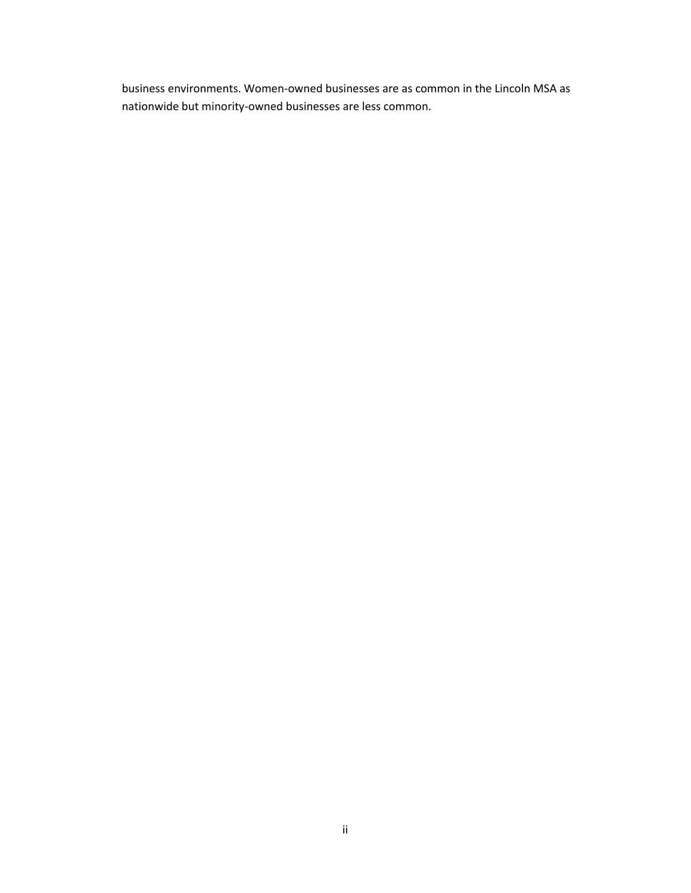business environments. Women-owned businesses are as common in the Lincoln MSA as nationwide but minority-owned businesses are less common.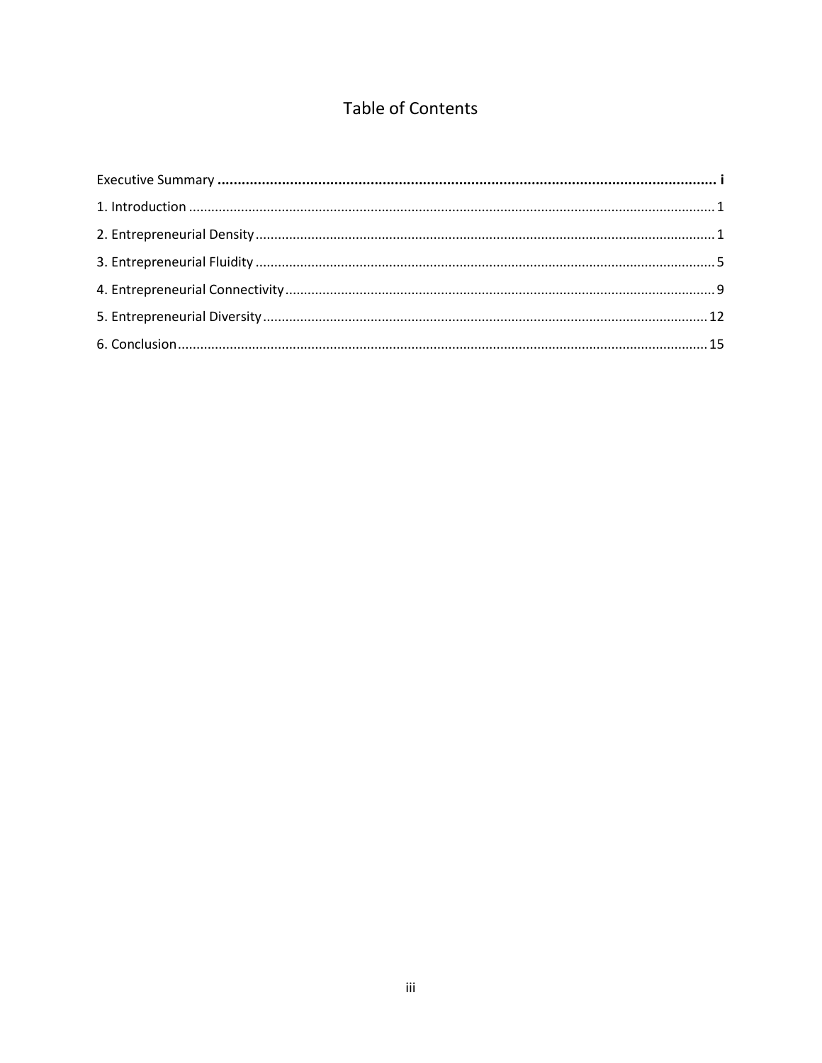# Table of Contents

**Executive Summary ........................................................................................................................ i**

1. Introduction ........................................................................................................................ 1

2. Entrepreneurial Density ........................................................................................................ 1

3. Entrepreneurial Fluidity ........................................................................................................ 5

4. Entrepreneurial Connectivity .................................................................................................. 9

5. Entrepreneurial Diversity ...................................................................................................... 12

6. Conclusion .......................................................................................................................... 15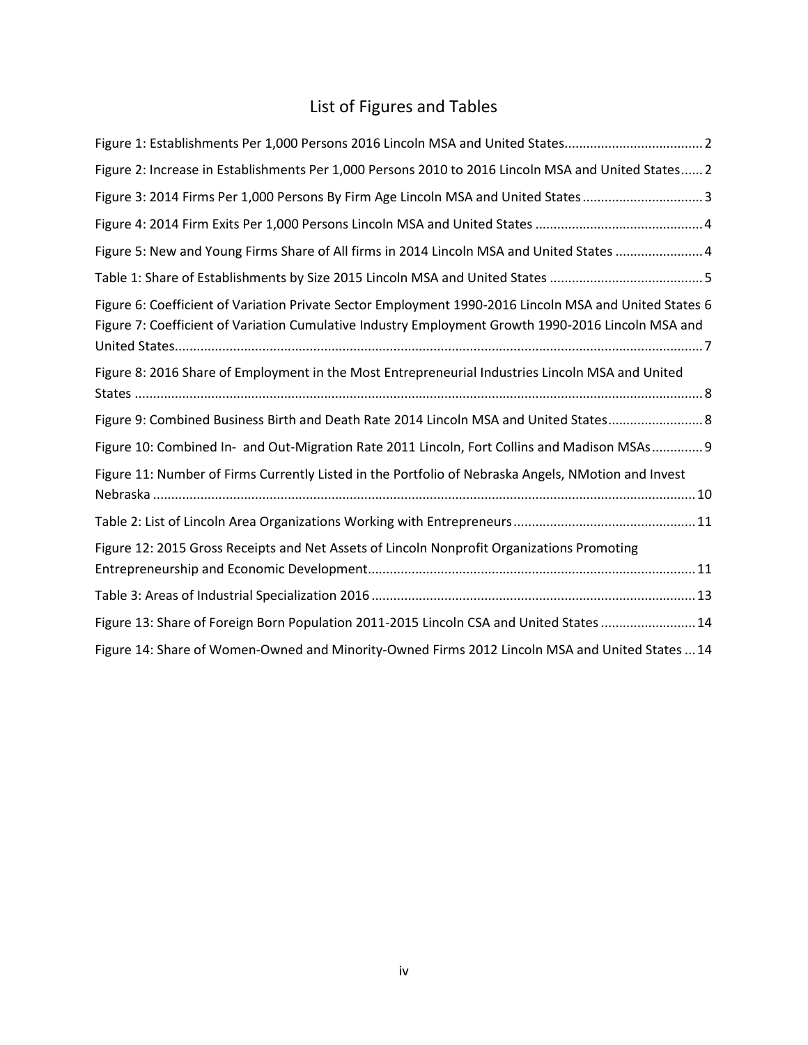# List of Figures and Tables

Figure 1: Establishments Per 1,000 Persons 2016 Lincoln MSA and United States ...................................... 2

Figure 2: Increase in Establishments Per 1,000 Persons 2010 to 2016 Lincoln MSA and United States ...... 2

Figure 3: 2014 Firms Per 1,000 Persons By Firm Age Lincoln MSA and United States ................................ 3

Figure 4: 2014 Firm Exits Per 1,000 Persons Lincoln MSA and United States ............................................. 4

Figure 5: New and Young Firms Share of All firms in 2014 Lincoln MSA and United States ........................ 4

Table 1: Share of Establishments by Size 2015 Lincoln MSA and United States .......................................... 5

Figure 6: Coefficient of Variation Private Sector Employment 1990-2016 Lincoln MSA and United States 6

Figure 7: Coefficient of Variation Cumulative Industry Employment Growth 1990-2016 Lincoln MSA and United States ............................................................................................................................................... 7

Figure 8: 2016 Share of Employment in the Most Entrepreneurial Industries Lincoln MSA and United States ......................................................................................................................................................... 8

Figure 9: Combined Business Birth and Death Rate 2014 Lincoln MSA and United States .......................... 8

Figure 10: Combined In- and Out-Migration Rate 2011 Lincoln, Fort Collins and Madison MSAs ............. 9

Figure 11: Number of Firms Currently Listed in the Portfolio of Nebraska Angels, NMotion and Invest Nebraska ................................................................................................................................................... 10

Table 2: List of Lincoln Area Organizations Working with Entrepreneurs ................................................. 11

Figure 12: 2015 Gross Receipts and Net Assets of Lincoln Nonprofit Organizations Promoting Entrepreneurship and Economic Development .......................................................................................... 11

Table 3: Areas of Industrial Specialization 2016 ....................................................................................... 13

Figure 13: Share of Foreign Born Population 2011-2015 Lincoln CSA and United States .......................... 14

Figure 14: Share of Women-Owned and Minority-Owned Firms 2012 Lincoln MSA and United States ... 14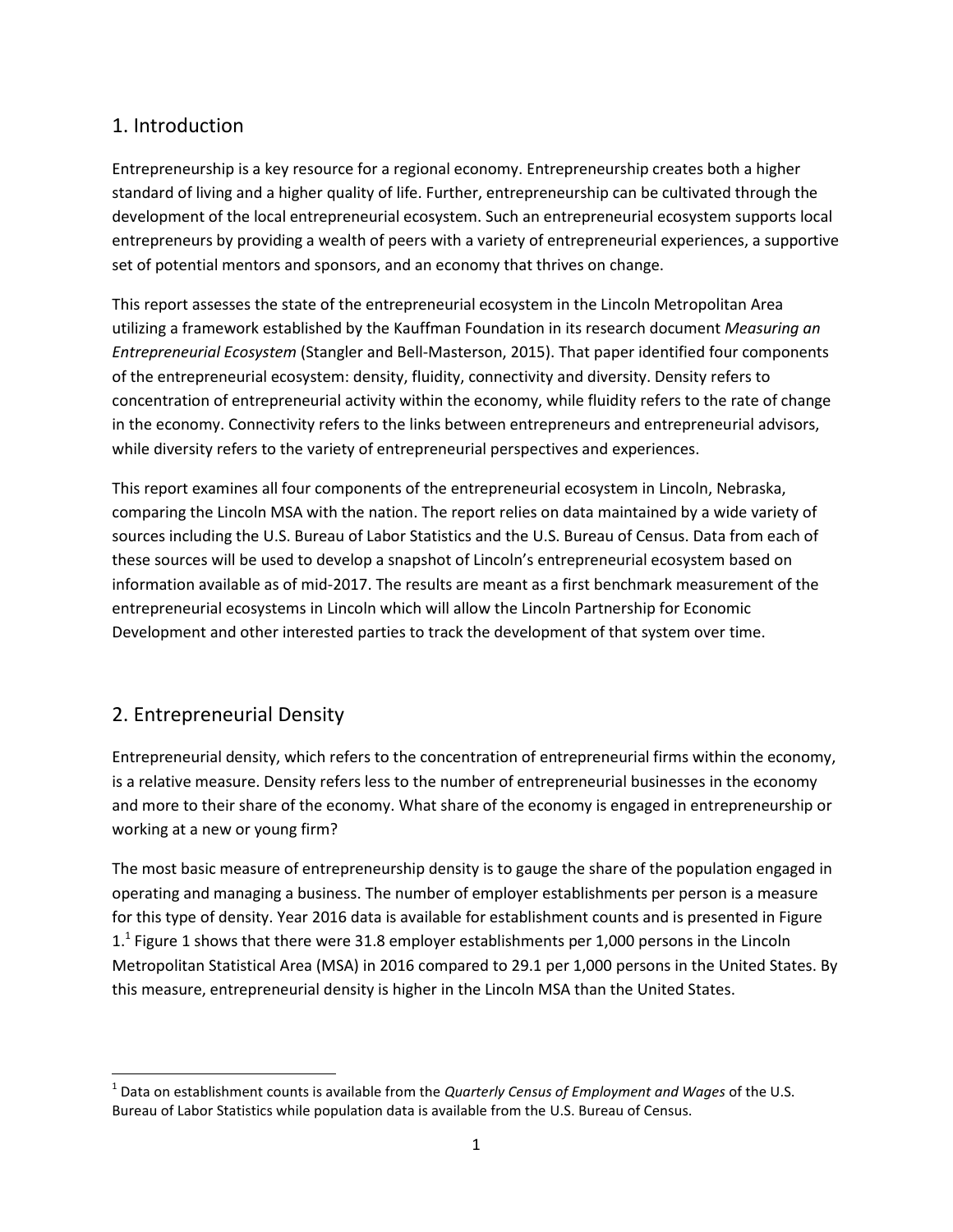## 1. Introduction

Entrepreneurship is a key resource for a regional economy. Entrepreneurship creates both a higher standard of living and a higher quality of life. Further, entrepreneurship can be cultivated through the development of the local entrepreneurial ecosystem. Such an entrepreneurial ecosystem supports local entrepreneurs by providing a wealth of peers with a variety of entrepreneurial experiences, a supportive set of potential mentors and sponsors, and an economy that thrives on change.

This report assesses the state of the entrepreneurial ecosystem in the Lincoln Metropolitan Area utilizing a framework established by the Kauffman Foundation in its research document *Measuring an Entrepreneurial Ecosystem* (Stangler and Bell-Masterson, 2015). That paper identified four components of the entrepreneurial ecosystem: density, fluidity, connectivity and diversity. Density refers to concentration of entrepreneurial activity within the economy, while fluidity refers to the rate of change in the economy. Connectivity refers to the links between entrepreneurs and entrepreneurial advisors, while diversity refers to the variety of entrepreneurial perspectives and experiences.

This report examines all four components of the entrepreneurial ecosystem in Lincoln, Nebraska, comparing the Lincoln MSA with the nation. The report relies on data maintained by a wide variety of sources including the U.S. Bureau of Labor Statistics and the U.S. Bureau of Census. Data from each of these sources will be used to develop a snapshot of Lincoln's entrepreneurial ecosystem based on information available as of mid-2017. The results are meant as a first benchmark measurement of the entrepreneurial ecosystems in Lincoln which will allow the Lincoln Partnership for Economic Development and other interested parties to track the development of that system over time.

## 2. Entrepreneurial Density

Entrepreneurial density, which refers to the concentration of entrepreneurial firms within the economy, is a relative measure. Density refers less to the number of entrepreneurial businesses in the economy and more to their share of the economy. What share of the economy is engaged in entrepreneurship or working at a new or young firm?

The most basic measure of entrepreneurship density is to gauge the share of the population engaged in operating and managing a business. The number of employer establishments per person is a measure for this type of density. Year 2016 data is available for establishment counts and is presented in Figure 1.[1] Figure 1 shows that there were 31.8 employer establishments per 1,000 persons in the Lincoln Metropolitan Statistical Area (MSA) in 2016 compared to 29.1 per 1,000 persons in the United States. By this measure, entrepreneurial density is higher in the Lincoln MSA than the United States.

[1] Data on establishment counts is available from the *Quarterly Census of Employment and Wages* of the U.S. Bureau of Labor Statistics while population data is available from the U.S. Bureau of Census.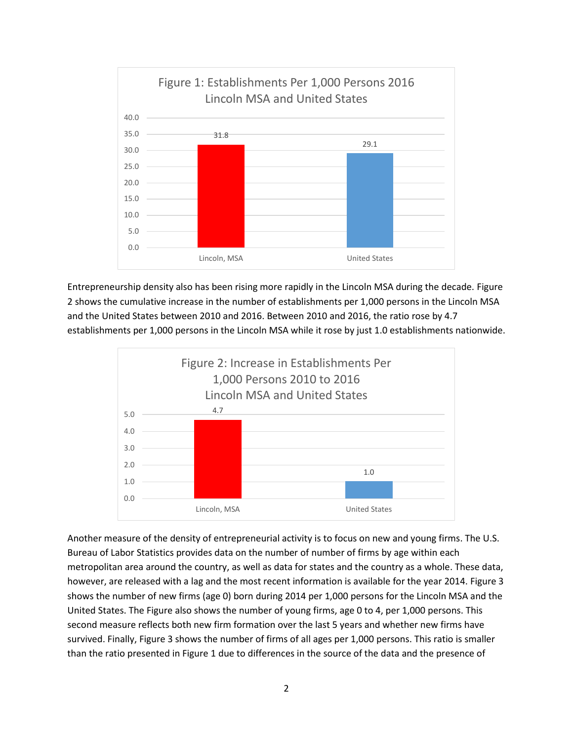**Figure 1: Establishments Per 1,000 Persons 2016 Lincoln MSA and United States**

| | Establishments Per 1,000 Persons |
|---|---|
| Lincoln, MSA | 31.8 |
| United States | 29.1 |

Entrepreneurship density also has been rising more rapidly in the Lincoln MSA during the decade. Figure 2 shows the cumulative increase in the number of establishments per 1,000 persons in the Lincoln MSA and the United States between 2010 and 2016. Between 2010 and 2016, the ratio rose by 4.7 establishments per 1,000 persons in the Lincoln MSA while it rose by just 1.0 establishments nationwide.

**Figure 2: Increase in Establishments Per 1,000 Persons 2010 to 2016 Lincoln MSA and United States**

| | Increase in Establishments Per 1,000 Persons |
|---|---|
| Lincoln, MSA | 4.7 |
| United States | 1.0 |

Another measure of the density of entrepreneurial activity is to focus on new and young firms. The U.S. Bureau of Labor Statistics provides data on the number of number of firms by age within each metropolitan area around the country, as well as data for states and the country as a whole. These data, however, are released with a lag and the most recent information is available for the year 2014. Figure 3 shows the number of new firms (age 0) born during 2014 per 1,000 persons for the Lincoln MSA and the United States. The Figure also shows the number of young firms, age 0 to 4, per 1,000 persons. This second measure reflects both new firm formation over the last 5 years and whether new firms have survived. Finally, Figure 3 shows the number of firms of all ages per 1,000 persons. This ratio is smaller than the ratio presented in Figure 1 due to differences in the source of the data and the presence of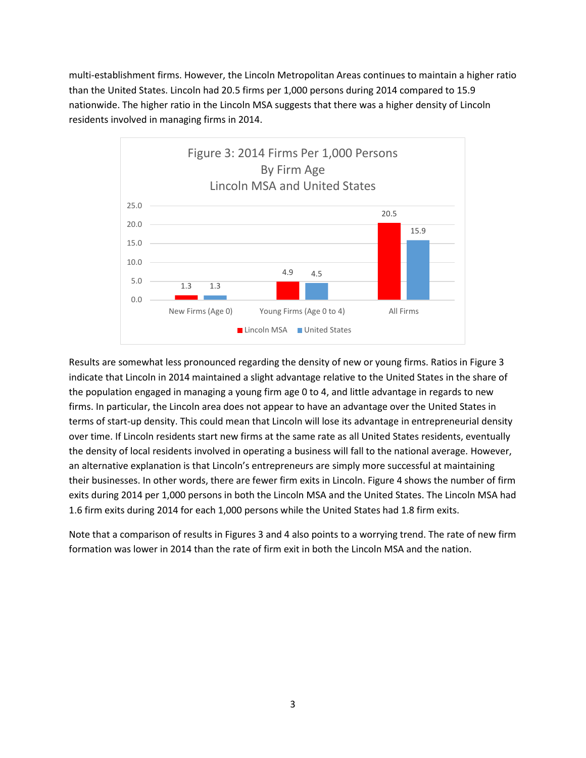multi-establishment firms. However, the Lincoln Metropolitan Areas continues to maintain a higher ratio than the United States. Lincoln had 20.5 firms per 1,000 persons during 2014 compared to 15.9 nationwide. The higher ratio in the Lincoln MSA suggests that there was a higher density of Lincoln residents involved in managing firms in 2014.

Figure 3: 2014 Firms Per 1,000 Persons By Firm Age Lincoln MSA and United States

| | New Firms (Age 0) | Young Firms (Age 0 to 4) | All Firms |
|---|---|---|---|
| Lincoln MSA | 1.3 | 4.9 | 20.5 |
| United States | 1.3 | 4.5 | 15.9 |

Results are somewhat less pronounced regarding the density of new or young firms. Ratios in Figure 3 indicate that Lincoln in 2014 maintained a slight advantage relative to the United States in the share of the population engaged in managing a young firm age 0 to 4, and little advantage in regards to new firms. In particular, the Lincoln area does not appear to have an advantage over the United States in terms of start-up density. This could mean that Lincoln will lose its advantage in entrepreneurial density over time. If Lincoln residents start new firms at the same rate as all United States residents, eventually the density of local residents involved in operating a business will fall to the national average. However, an alternative explanation is that Lincoln's entrepreneurs are simply more successful at maintaining their businesses. In other words, there are fewer firm exits in Lincoln. Figure 4 shows the number of firm exits during 2014 per 1,000 persons in both the Lincoln MSA and the United States. The Lincoln MSA had 1.6 firm exits during 2014 for each 1,000 persons while the United States had 1.8 firm exits.

Note that a comparison of results in Figures 3 and 4 also points to a worrying trend. The rate of new firm formation was lower in 2014 than the rate of firm exit in both the Lincoln MSA and the nation.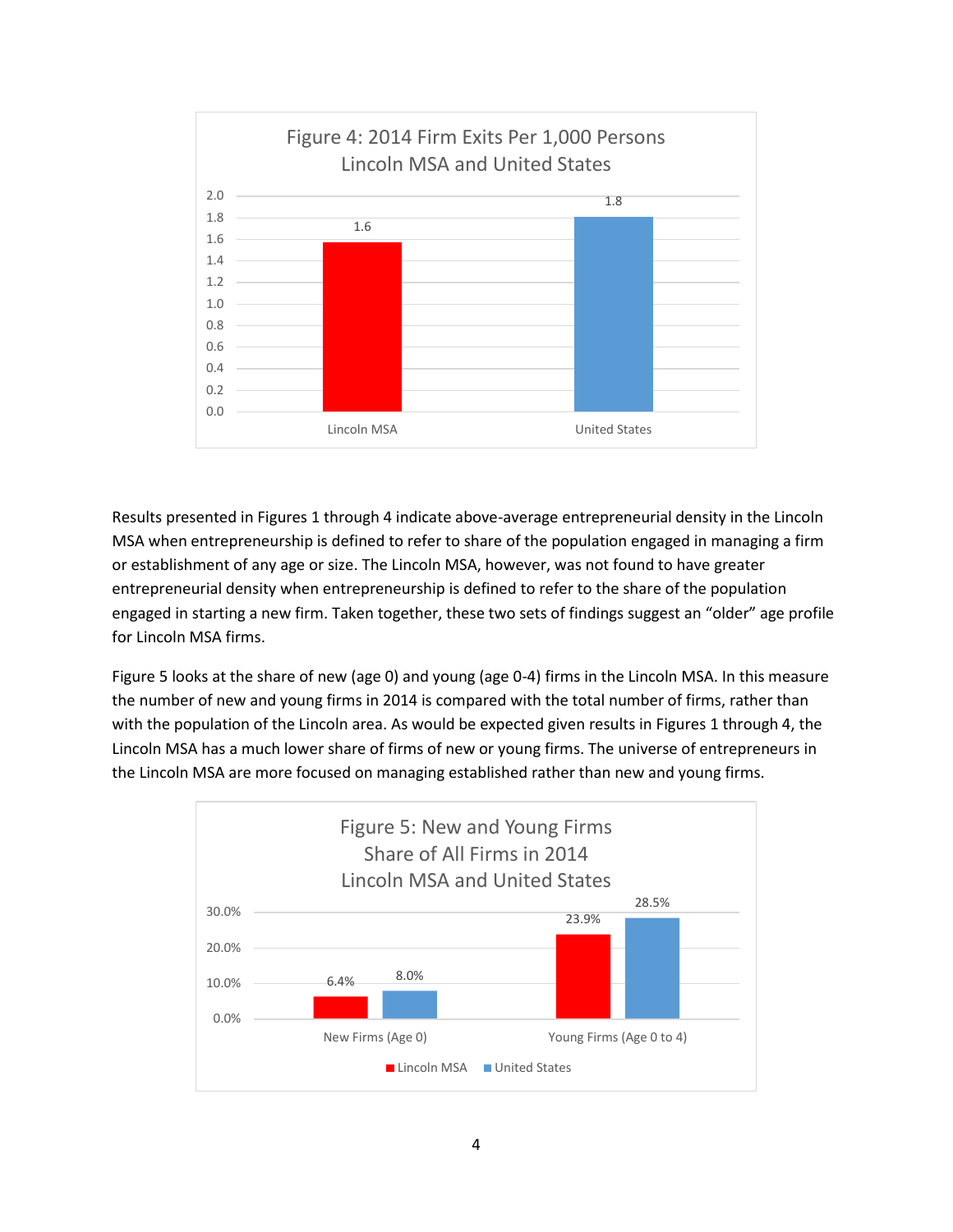**Figure 4: 2014 Firm Exits Per 1,000 Persons Lincoln MSA and United States**

| | Firm Exits Per 1,000 Persons |
|---|---|
| Lincoln MSA | 1.6 |
| United States | 1.8 |

Results presented in Figures 1 through 4 indicate above-average entrepreneurial density in the Lincoln MSA when entrepreneurship is defined to refer to share of the population engaged in managing a firm or establishment of any age or size. The Lincoln MSA, however, was not found to have greater entrepreneurial density when entrepreneurship is defined to refer to the share of the population engaged in starting a new firm. Taken together, these two sets of findings suggest an "older" age profile for Lincoln MSA firms.

Figure 5 looks at the share of new (age 0) and young (age 0-4) firms in the Lincoln MSA. In this measure the number of new and young firms in 2014 is compared with the total number of firms, rather than with the population of the Lincoln area. As would be expected given results in Figures 1 through 4, the Lincoln MSA has a much lower share of firms of new or young firms. The universe of entrepreneurs in the Lincoln MSA are more focused on managing established rather than new and young firms.

**Figure 5: New and Young Firms Share of All Firms in 2014 Lincoln MSA and United States**

| | Lincoln MSA | United States |
|---|---|---|
| New Firms (Age 0) | 6.4% | 8.0% |
| Young Firms (Age 0 to 4) | 23.9% | 28.5% |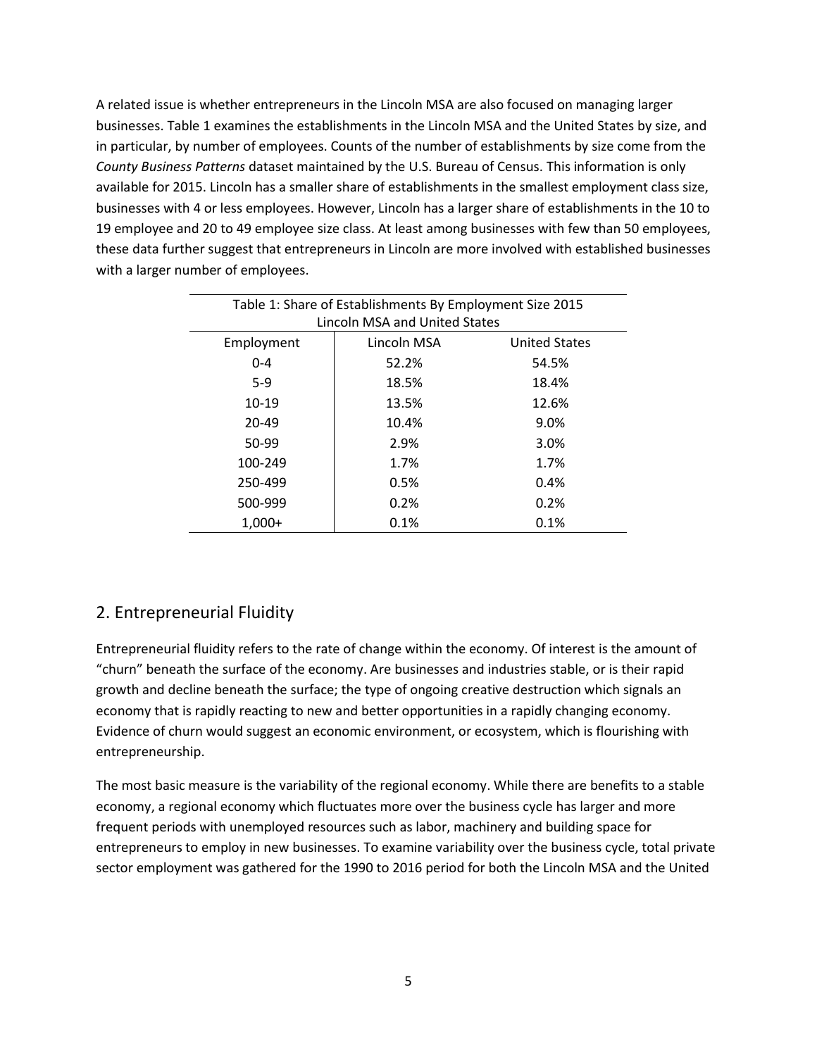A related issue is whether entrepreneurs in the Lincoln MSA are also focused on managing larger businesses. Table 1 examines the establishments in the Lincoln MSA and the United States by size, and in particular, by number of employees. Counts of the number of establishments by size come from the *County Business Patterns* dataset maintained by the U.S. Bureau of Census. This information is only available for 2015. Lincoln has a smaller share of establishments in the smallest employment class size, businesses with 4 or less employees. However, Lincoln has a larger share of establishments in the 10 to 19 employee and 20 to 49 employee size class. At least among businesses with few than 50 employees, these data further suggest that entrepreneurs in Lincoln are more involved with established businesses with a larger number of employees.

Table 1: Share of Establishments By Employment Size 2015
Lincoln MSA and United States

| Employment | Lincoln MSA | United States |
|---|---|---|
| 0-4 | 52.2% | 54.5% |
| 5-9 | 18.5% | 18.4% |
| 10-19 | 13.5% | 12.6% |
| 20-49 | 10.4% | 9.0% |
| 50-99 | 2.9% | 3.0% |
| 100-249 | 1.7% | 1.7% |
| 250-499 | 0.5% | 0.4% |
| 500-999 | 0.2% | 0.2% |
| 1,000+ | 0.1% | 0.1% |

## 2. Entrepreneurial Fluidity

Entrepreneurial fluidity refers to the rate of change within the economy. Of interest is the amount of "churn" beneath the surface of the economy. Are businesses and industries stable, or is their rapid growth and decline beneath the surface; the type of ongoing creative destruction which signals an economy that is rapidly reacting to new and better opportunities in a rapidly changing economy. Evidence of churn would suggest an economic environment, or ecosystem, which is flourishing with entrepreneurship.

The most basic measure is the variability of the regional economy. While there are benefits to a stable economy, a regional economy which fluctuates more over the business cycle has larger and more frequent periods with unemployed resources such as labor, machinery and building space for entrepreneurs to employ in new businesses. To examine variability over the business cycle, total private sector employment was gathered for the 1990 to 2016 period for both the Lincoln MSA and the United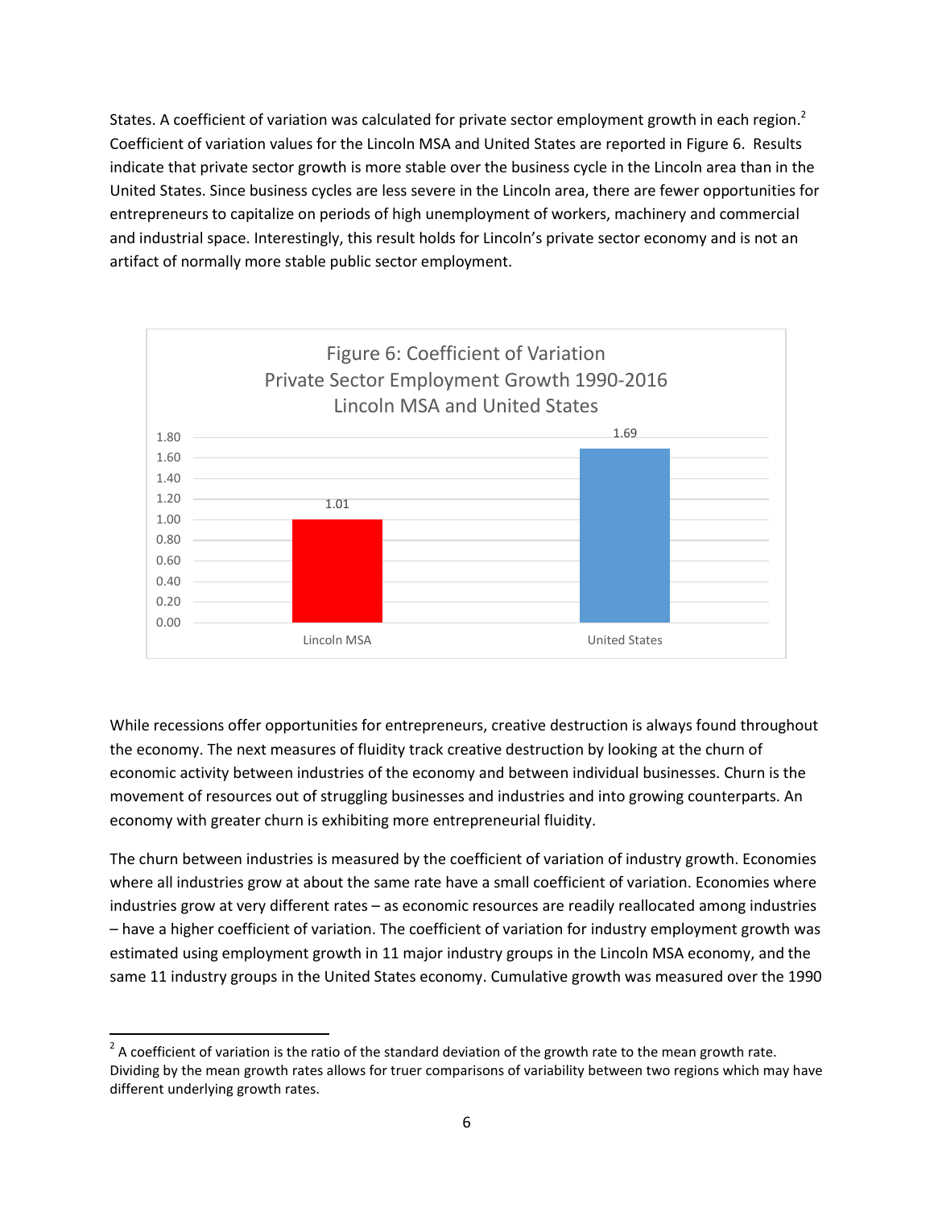States. A coefficient of variation was calculated for private sector employment growth in each region.[2] Coefficient of variation values for the Lincoln MSA and United States are reported in Figure 6. Results indicate that private sector growth is more stable over the business cycle in the Lincoln area than in the United States. Since business cycles are less severe in the Lincoln area, there are fewer opportunities for entrepreneurs to capitalize on periods of high unemployment of workers, machinery and commercial and industrial space. Interestingly, this result holds for Lincoln's private sector economy and is not an artifact of normally more stable public sector employment.

Figure 6: Coefficient of Variation
Private Sector Employment Growth 1990-2016
Lincoln MSA and United States

| Region | Coefficient of Variation |
|---|---|
| Lincoln MSA | 1.01 |
| United States | 1.69 |

While recessions offer opportunities for entrepreneurs, creative destruction is always found throughout the economy. The next measures of fluidity track creative destruction by looking at the churn of economic activity between industries of the economy and between individual businesses. Churn is the movement of resources out of struggling businesses and industries and into growing counterparts. An economy with greater churn is exhibiting more entrepreneurial fluidity.

The churn between industries is measured by the coefficient of variation of industry growth. Economies where all industries grow at about the same rate have a small coefficient of variation. Economies where industries grow at very different rates – as economic resources are readily reallocated among industries – have a higher coefficient of variation. The coefficient of variation for industry employment growth was estimated using employment growth in 11 major industry groups in the Lincoln MSA economy, and the same 11 industry groups in the United States economy. Cumulative growth was measured over the 1990

[2] A coefficient of variation is the ratio of the standard deviation of the growth rate to the mean growth rate. Dividing by the mean growth rates allows for truer comparisons of variability between two regions which may have different underlying growth rates.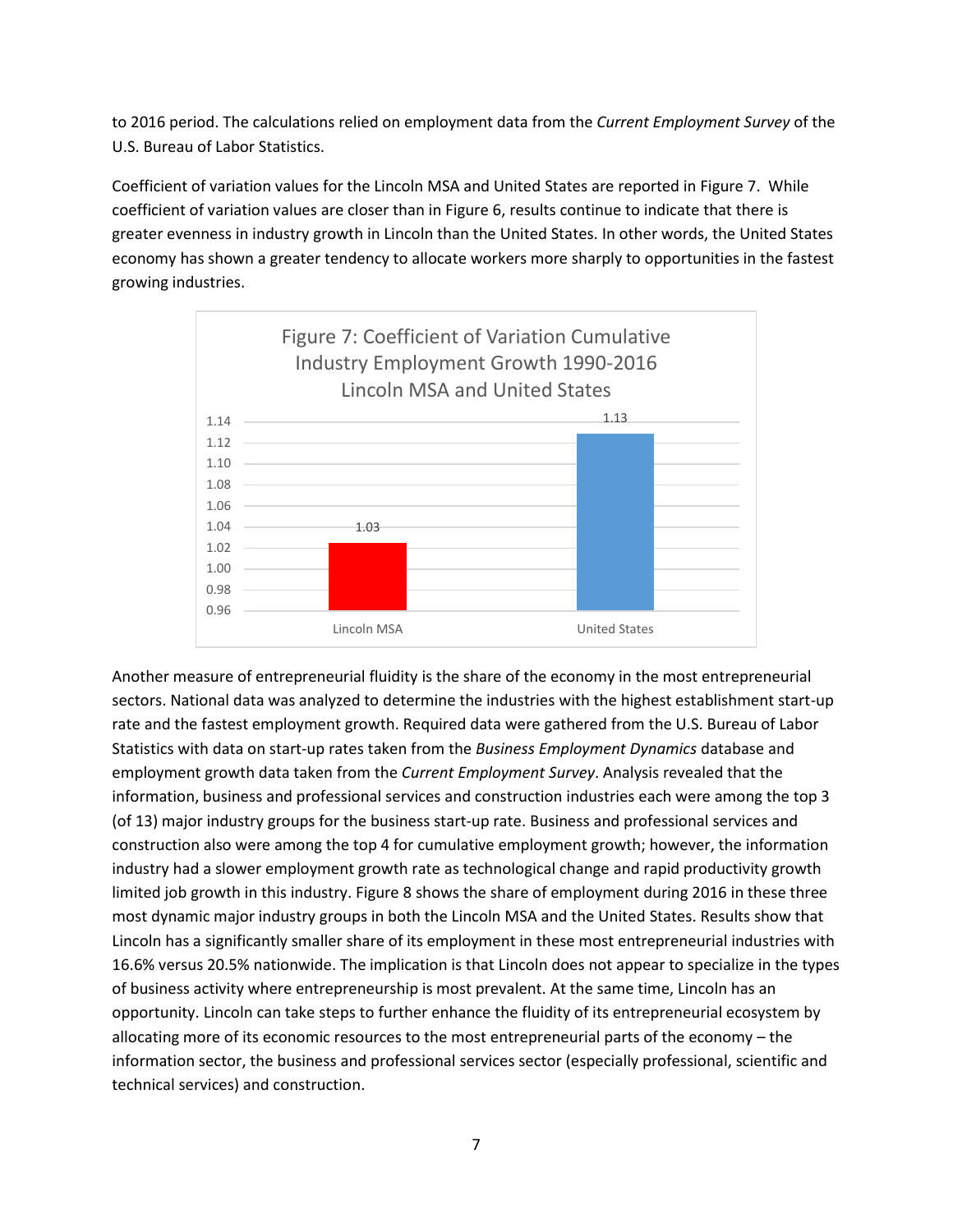to 2016 period. The calculations relied on employment data from the *Current Employment Survey* of the U.S. Bureau of Labor Statistics.

Coefficient of variation values for the Lincoln MSA and United States are reported in Figure 7. While coefficient of variation values are closer than in Figure 6, results continue to indicate that there is greater evenness in industry growth in Lincoln than the United States. In other words, the United States economy has shown a greater tendency to allocate workers more sharply to opportunities in the fastest growing industries.

Figure 7: Coefficient of Variation Cumulative Industry Employment Growth 1990-2016 Lincoln MSA and United States

| | Coefficient of Variation |
|---|---|
| Lincoln MSA | 1.03 |
| United States | 1.13 |

Another measure of entrepreneurial fluidity is the share of the economy in the most entrepreneurial sectors. National data was analyzed to determine the industries with the highest establishment start-up rate and the fastest employment growth. Required data were gathered from the U.S. Bureau of Labor Statistics with data on start-up rates taken from the *Business Employment Dynamics* database and employment growth data taken from the *Current Employment Survey*. Analysis revealed that the information, business and professional services and construction industries each were among the top 3 (of 13) major industry groups for the business start-up rate. Business and professional services and construction also were among the top 4 for cumulative employment growth; however, the information industry had a slower employment growth rate as technological change and rapid productivity growth limited job growth in this industry. Figure 8 shows the share of employment during 2016 in these three most dynamic major industry groups in both the Lincoln MSA and the United States. Results show that Lincoln has a significantly smaller share of its employment in these most entrepreneurial industries with 16.6% versus 20.5% nationwide. The implication is that Lincoln does not appear to specialize in the types of business activity where entrepreneurship is most prevalent. At the same time, Lincoln has an opportunity. Lincoln can take steps to further enhance the fluidity of its entrepreneurial ecosystem by allocating more of its economic resources to the most entrepreneurial parts of the economy – the information sector, the business and professional services sector (especially professional, scientific and technical services) and construction.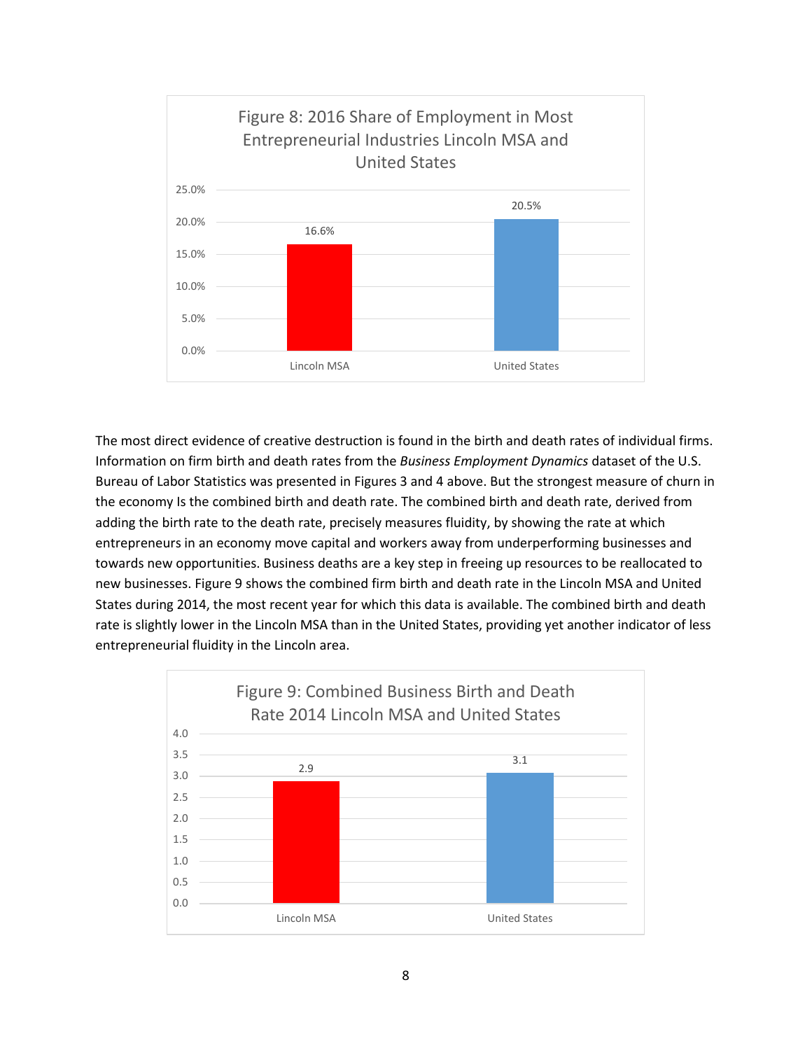Figure 8: 2016 Share of Employment in Most Entrepreneurial Industries Lincoln MSA and United States

| | Share of Employment |
|---|---|
| Lincoln MSA | 16.6% |
| United States | 20.5% |

The most direct evidence of creative destruction is found in the birth and death rates of individual firms. Information on firm birth and death rates from the *Business Employment Dynamics* dataset of the U.S. Bureau of Labor Statistics was presented in Figures 3 and 4 above. But the strongest measure of churn in the economy Is the combined birth and death rate. The combined birth and death rate, derived from adding the birth rate to the death rate, precisely measures fluidity, by showing the rate at which entrepreneurs in an economy move capital and workers away from underperforming businesses and towards new opportunities. Business deaths are a key step in freeing up resources to be reallocated to new businesses. Figure 9 shows the combined firm birth and death rate in the Lincoln MSA and United States during 2014, the most recent year for which this data is available. The combined birth and death rate is slightly lower in the Lincoln MSA than in the United States, providing yet another indicator of less entrepreneurial fluidity in the Lincoln area.

Figure 9: Combined Business Birth and Death Rate 2014 Lincoln MSA and United States

| | Combined Birth and Death Rate |
|---|---|
| Lincoln MSA | 2.9 |
| United States | 3.1 |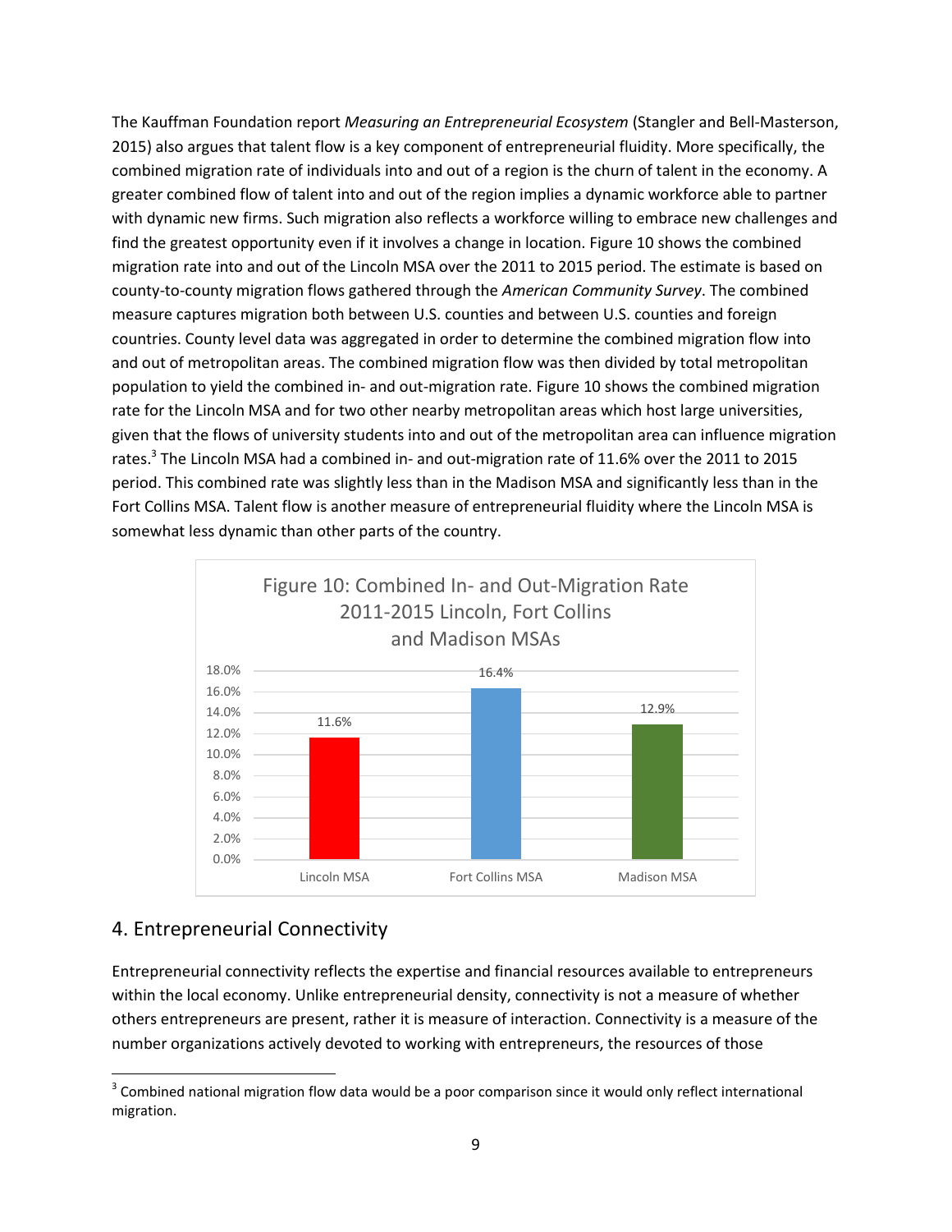The Kauffman Foundation report *Measuring an Entrepreneurial Ecosystem* (Stangler and Bell-Masterson, 2015) also argues that talent flow is a key component of entrepreneurial fluidity. More specifically, the combined migration rate of individuals into and out of a region is the churn of talent in the economy. A greater combined flow of talent into and out of the region implies a dynamic workforce able to partner with dynamic new firms. Such migration also reflects a workforce willing to embrace new challenges and find the greatest opportunity even if it involves a change in location. Figure 10 shows the combined migration rate into and out of the Lincoln MSA over the 2011 to 2015 period. The estimate is based on county-to-county migration flows gathered through the *American Community Survey*. The combined measure captures migration both between U.S. counties and between U.S. counties and foreign countries. County level data was aggregated in order to determine the combined migration flow into and out of metropolitan areas. The combined migration flow was then divided by total metropolitan population to yield the combined in- and out-migration rate. Figure 10 shows the combined migration rate for the Lincoln MSA and for two other nearby metropolitan areas which host large universities, given that the flows of university students into and out of the metropolitan area can influence migration rates.[3] The Lincoln MSA had a combined in- and out-migration rate of 11.6% over the 2011 to 2015 period. This combined rate was slightly less than in the Madison MSA and significantly less than in the Fort Collins MSA. Talent flow is another measure of entrepreneurial fluidity where the Lincoln MSA is somewhat less dynamic than other parts of the country.

Figure 10: Combined In- and Out-Migration Rate 2011-2015 Lincoln, Fort Collins and Madison MSAs

| MSA | Combined In- and Out-Migration Rate |
|---|---|
| Lincoln MSA | 11.6% |
| Fort Collins MSA | 16.4% |
| Madison MSA | 12.9% |

## 4. Entrepreneurial Connectivity

Entrepreneurial connectivity reflects the expertise and financial resources available to entrepreneurs within the local economy. Unlike entrepreneurial density, connectivity is not a measure of whether others entrepreneurs are present, rather it is measure of interaction. Connectivity is a measure of the number organizations actively devoted to working with entrepreneurs, the resources of those

[3] Combined national migration flow data would be a poor comparison since it would only reflect international migration.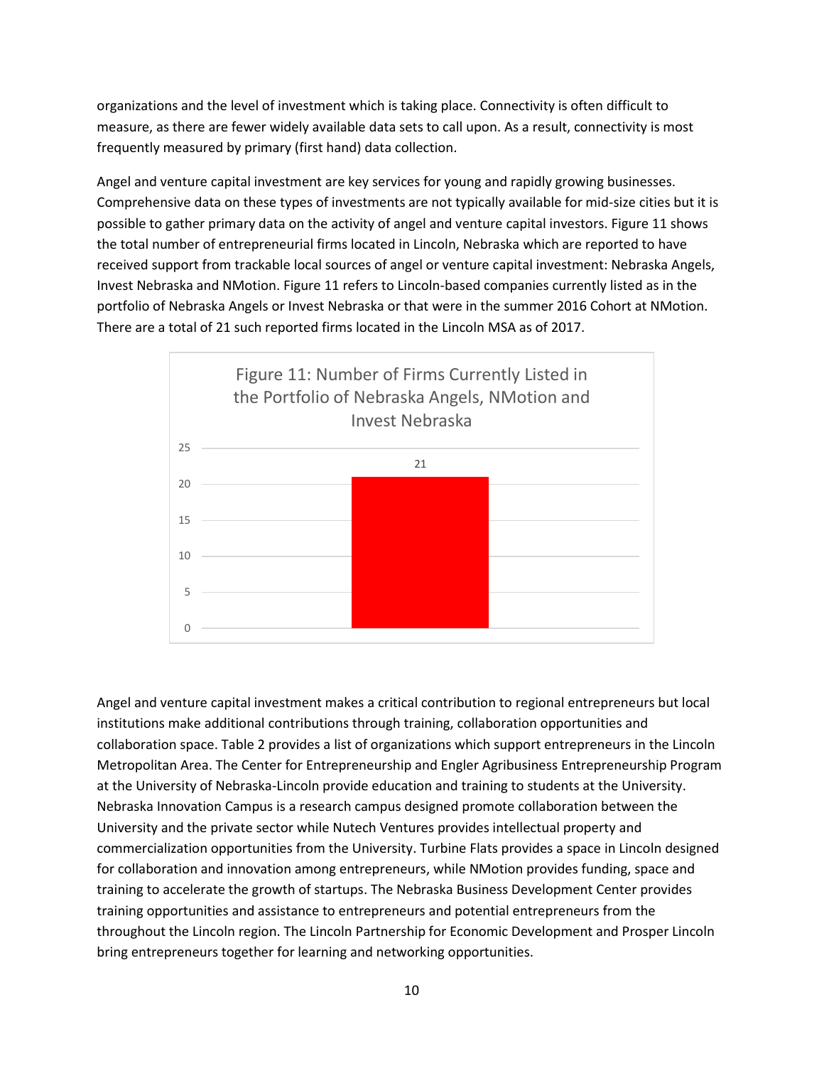organizations and the level of investment which is taking place. Connectivity is often difficult to measure, as there are fewer widely available data sets to call upon. As a result, connectivity is most frequently measured by primary (first hand) data collection.

Angel and venture capital investment are key services for young and rapidly growing businesses. Comprehensive data on these types of investments are not typically available for mid-size cities but it is possible to gather primary data on the activity of angel and venture capital investors. Figure 11 shows the total number of entrepreneurial firms located in Lincoln, Nebraska which are reported to have received support from trackable local sources of angel or venture capital investment: Nebraska Angels, Invest Nebraska and NMotion. Figure 11 refers to Lincoln-based companies currently listed as in the portfolio of Nebraska Angels or Invest Nebraska or that were in the summer 2016 Cohort at NMotion. There are a total of 21 such reported firms located in the Lincoln MSA as of 2017.

Figure 11: Number of Firms Currently Listed in the Portfolio of Nebraska Angels, NMotion and Invest Nebraska

| | Number of Firms |
|---|---|
| Total | 21 |

Angel and venture capital investment makes a critical contribution to regional entrepreneurs but local institutions make additional contributions through training, collaboration opportunities and collaboration space. Table 2 provides a list of organizations which support entrepreneurs in the Lincoln Metropolitan Area. The Center for Entrepreneurship and Engler Agribusiness Entrepreneurship Program at the University of Nebraska-Lincoln provide education and training to students at the University. Nebraska Innovation Campus is a research campus designed promote collaboration between the University and the private sector while Nutech Ventures provides intellectual property and commercialization opportunities from the University. Turbine Flats provides a space in Lincoln designed for collaboration and innovation among entrepreneurs, while NMotion provides funding, space and training to accelerate the growth of startups. The Nebraska Business Development Center provides training opportunities and assistance to entrepreneurs and potential entrepreneurs from the throughout the Lincoln region. The Lincoln Partnership for Economic Development and Prosper Lincoln bring entrepreneurs together for learning and networking opportunities.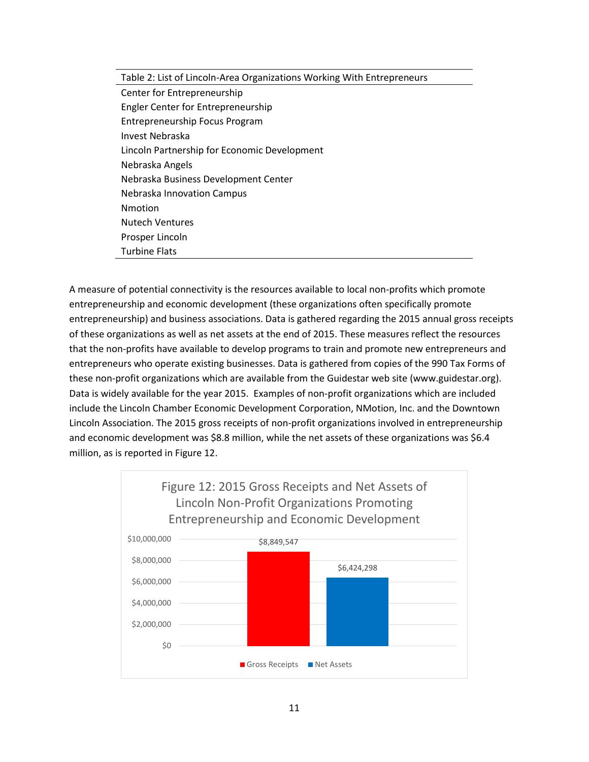| Table 2: List of Lincoln-Area Organizations Working With Entrepreneurs |
|---|
| Center for Entrepreneurship |
| Engler Center for Entrepreneurship |
| Entrepreneurship Focus Program |
| Invest Nebraska |
| Lincoln Partnership for Economic Development |
| Nebraska Angels |
| Nebraska Business Development Center |
| Nebraska Innovation Campus |
| Nmotion |
| Nutech Ventures |
| Prosper Lincoln |
| Turbine Flats |

A measure of potential connectivity is the resources available to local non-profits which promote entrepreneurship and economic development (these organizations often specifically promote entrepreneurship) and business associations. Data is gathered regarding the 2015 annual gross receipts of these organizations as well as net assets at the end of 2015. These measures reflect the resources that the non-profits have available to develop programs to train and promote new entrepreneurs and entrepreneurs who operate existing businesses. Data is gathered from copies of the 990 Tax Forms of these non-profit organizations which are available from the Guidestar web site (www.guidestar.org). Data is widely available for the year 2015. Examples of non-profit organizations which are included include the Lincoln Chamber Economic Development Corporation, NMotion, Inc. and the Downtown Lincoln Association. The 2015 gross receipts of non-profit organizations involved in entrepreneurship and economic development was $8.8 million, while the net assets of these organizations was $6.4 million, as is reported in Figure 12.

Figure 12: 2015 Gross Receipts and Net Assets of Lincoln Non-Profit Organizations Promoting Entrepreneurship and Economic Development

| | Value |
|---|---|
| Gross Receipts | $8,849,547 |
| Net Assets | $6,424,298 |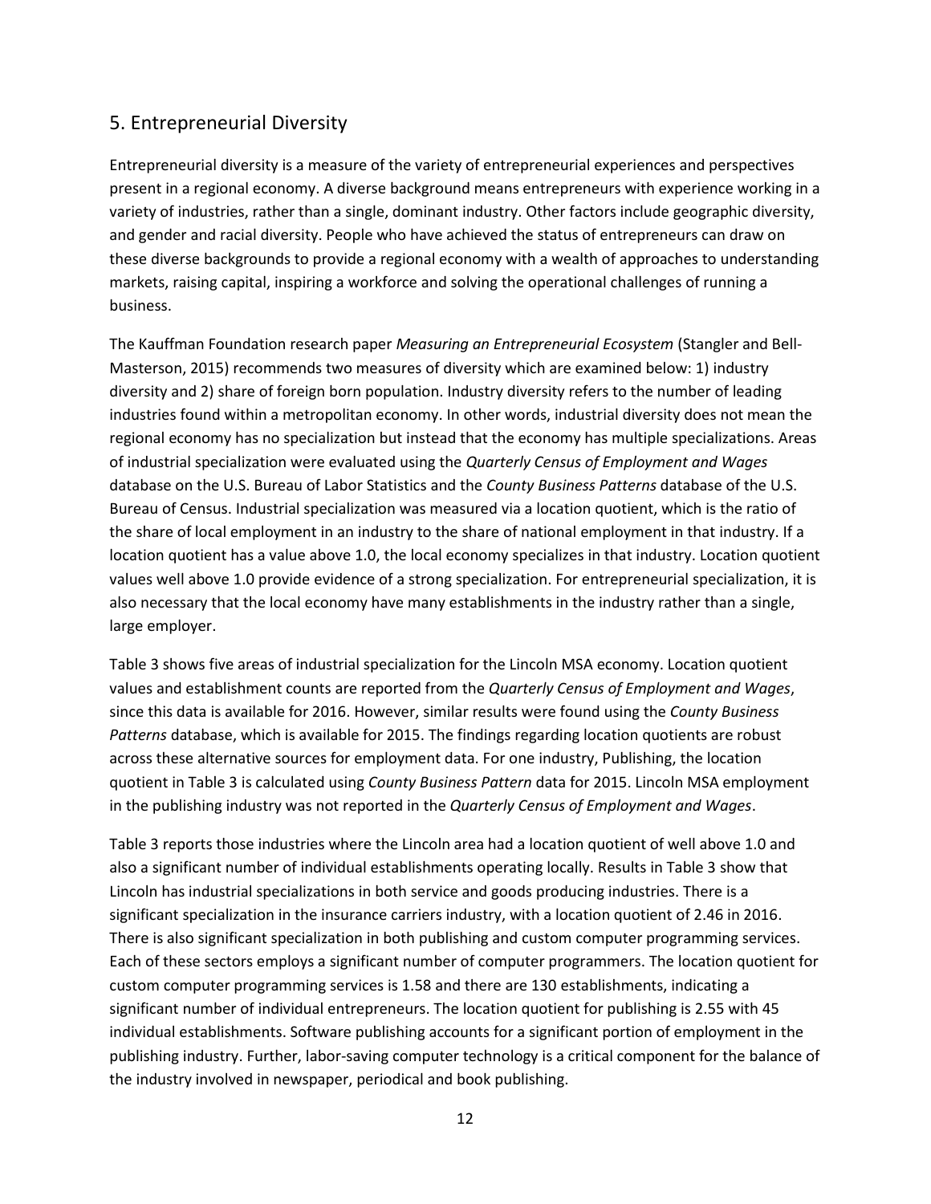## 5. Entrepreneurial Diversity

Entrepreneurial diversity is a measure of the variety of entrepreneurial experiences and perspectives present in a regional economy. A diverse background means entrepreneurs with experience working in a variety of industries, rather than a single, dominant industry. Other factors include geographic diversity, and gender and racial diversity. People who have achieved the status of entrepreneurs can draw on these diverse backgrounds to provide a regional economy with a wealth of approaches to understanding markets, raising capital, inspiring a workforce and solving the operational challenges of running a business.

The Kauffman Foundation research paper *Measuring an Entrepreneurial Ecosystem* (Stangler and Bell-Masterson, 2015) recommends two measures of diversity which are examined below: 1) industry diversity and 2) share of foreign born population. Industry diversity refers to the number of leading industries found within a metropolitan economy. In other words, industrial diversity does not mean the regional economy has no specialization but instead that the economy has multiple specializations. Areas of industrial specialization were evaluated using the *Quarterly Census of Employment and Wages* database on the U.S. Bureau of Labor Statistics and the *County Business Patterns* database of the U.S. Bureau of Census. Industrial specialization was measured via a location quotient, which is the ratio of the share of local employment in an industry to the share of national employment in that industry. If a location quotient has a value above 1.0, the local economy specializes in that industry. Location quotient values well above 1.0 provide evidence of a strong specialization. For entrepreneurial specialization, it is also necessary that the local economy have many establishments in the industry rather than a single, large employer.

Table 3 shows five areas of industrial specialization for the Lincoln MSA economy. Location quotient values and establishment counts are reported from the *Quarterly Census of Employment and Wages*, since this data is available for 2016. However, similar results were found using the *County Business Patterns* database, which is available for 2015. The findings regarding location quotients are robust across these alternative sources for employment data. For one industry, Publishing, the location quotient in Table 3 is calculated using *County Business Pattern* data for 2015. Lincoln MSA employment in the publishing industry was not reported in the *Quarterly Census of Employment and Wages*.

Table 3 reports those industries where the Lincoln area had a location quotient of well above 1.0 and also a significant number of individual establishments operating locally. Results in Table 3 show that Lincoln has industrial specializations in both service and goods producing industries. There is a significant specialization in the insurance carriers industry, with a location quotient of 2.46 in 2016. There is also significant specialization in both publishing and custom computer programming services. Each of these sectors employs a significant number of computer programmers. The location quotient for custom computer programming services is 1.58 and there are 130 establishments, indicating a significant number of individual entrepreneurs. The location quotient for publishing is 2.55 with 45 individual establishments. Software publishing accounts for a significant portion of employment in the publishing industry. Further, labor-saving computer technology is a critical component for the balance of the industry involved in newspaper, periodical and book publishing.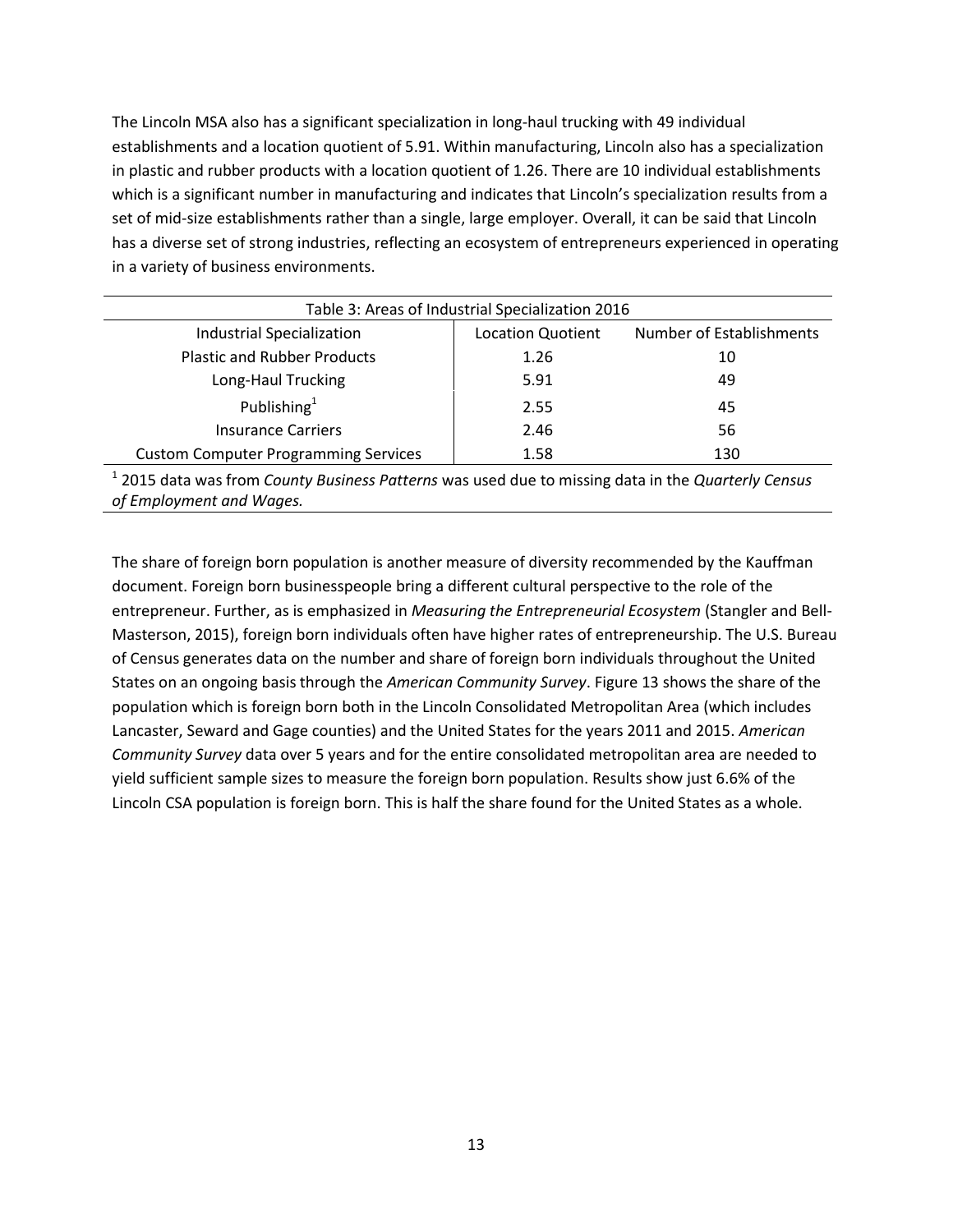The Lincoln MSA also has a significant specialization in long-haul trucking with 49 individual establishments and a location quotient of 5.91. Within manufacturing, Lincoln also has a specialization in plastic and rubber products with a location quotient of 1.26. There are 10 individual establishments which is a significant number in manufacturing and indicates that Lincoln's specialization results from a set of mid-size establishments rather than a single, large employer. Overall, it can be said that Lincoln has a diverse set of strong industries, reflecting an ecosystem of entrepreneurs experienced in operating in a variety of business environments.

Table 3: Areas of Industrial Specialization 2016

| Industrial Specialization | Location Quotient | Number of Establishments |
|---|---|---|
| Plastic and Rubber Products | 1.26 | 10 |
| Long-Haul Trucking | 5.91 | 49 |
| Publishing[1] | 2.55 | 45 |
| Insurance Carriers | 2.46 | 56 |
| Custom Computer Programming Services | 1.58 | 130 |

[1] 2015 data was from *County Business Patterns* was used due to missing data in the *Quarterly Census of Employment and Wages.*

The share of foreign born population is another measure of diversity recommended by the Kauffman document. Foreign born businesspeople bring a different cultural perspective to the role of the entrepreneur. Further, as is emphasized in *Measuring the Entrepreneurial Ecosystem* (Stangler and Bell-Masterson, 2015), foreign born individuals often have higher rates of entrepreneurship. The U.S. Bureau of Census generates data on the number and share of foreign born individuals throughout the United States on an ongoing basis through the *American Community Survey*. Figure 13 shows the share of the population which is foreign born both in the Lincoln Consolidated Metropolitan Area (which includes Lancaster, Seward and Gage counties) and the United States for the years 2011 and 2015. *American Community Survey* data over 5 years and for the entire consolidated metropolitan area are needed to yield sufficient sample sizes to measure the foreign born population. Results show just 6.6% of the Lincoln CSA population is foreign born. This is half the share found for the United States as a whole.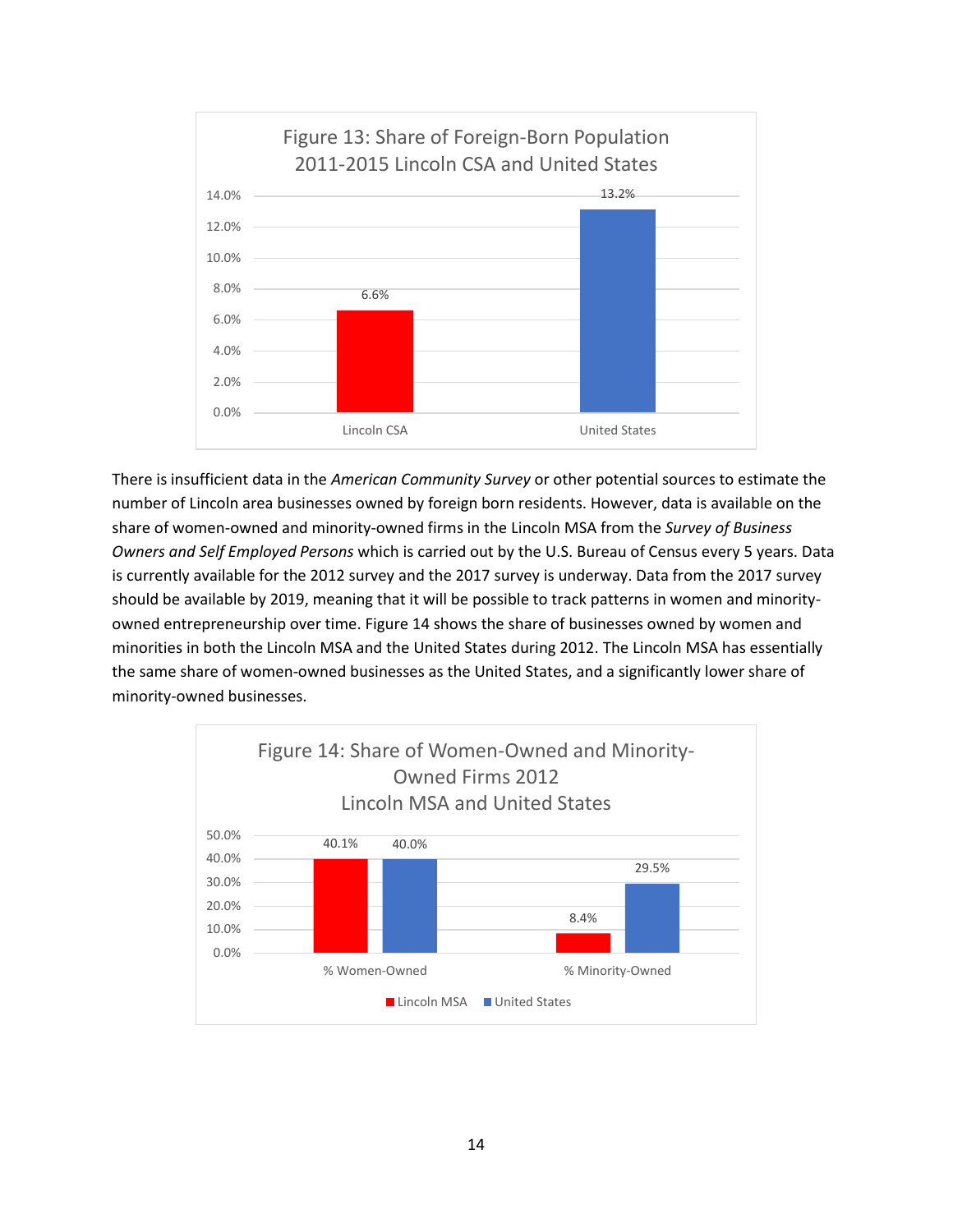**Figure 13: Share of Foreign-Born Population 2011-2015 Lincoln CSA and United States**

| | Share of Foreign-Born Population |
|---|---|
| Lincoln CSA | 6.6% |
| United States | 13.2% |

There is insufficient data in the *American Community Survey* or other potential sources to estimate the number of Lincoln area businesses owned by foreign born residents. However, data is available on the share of women-owned and minority-owned firms in the Lincoln MSA from the *Survey of Business Owners and Self Employed Persons* which is carried out by the U.S. Bureau of Census every 5 years. Data is currently available for the 2012 survey and the 2017 survey is underway. Data from the 2017 survey should be available by 2019, meaning that it will be possible to track patterns in women and minority-owned entrepreneurship over time. Figure 14 shows the share of businesses owned by women and minorities in both the Lincoln MSA and the United States during 2012. The Lincoln MSA has essentially the same share of women-owned businesses as the United States, and a significantly lower share of minority-owned businesses.

**Figure 14: Share of Women-Owned and Minority-Owned Firms 2012 Lincoln MSA and United States**

| | Lincoln MSA | United States |
|---|---|---|
| % Women-Owned | 40.1% | 40.0% |
| % Minority-Owned | 8.4% | 29.5% |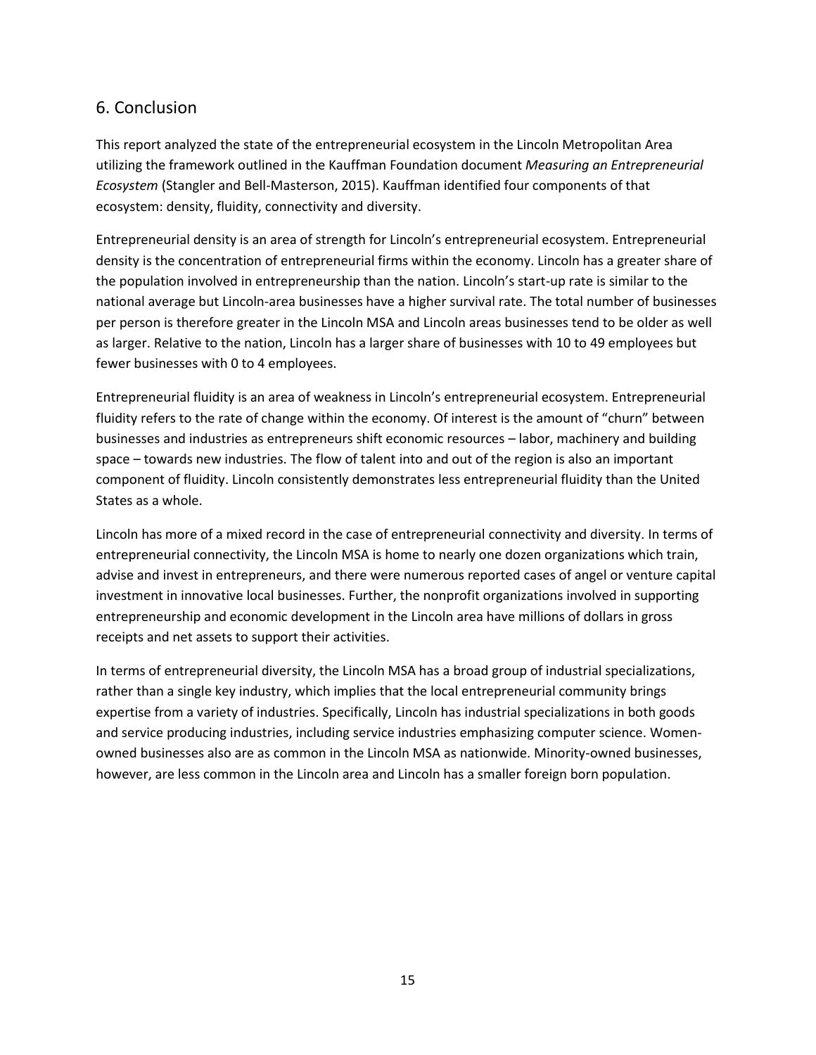## 6. Conclusion

This report analyzed the state of the entrepreneurial ecosystem in the Lincoln Metropolitan Area utilizing the framework outlined in the Kauffman Foundation document *Measuring an Entrepreneurial Ecosystem* (Stangler and Bell-Masterson, 2015). Kauffman identified four components of that ecosystem: density, fluidity, connectivity and diversity.

Entrepreneurial density is an area of strength for Lincoln's entrepreneurial ecosystem. Entrepreneurial density is the concentration of entrepreneurial firms within the economy. Lincoln has a greater share of the population involved in entrepreneurship than the nation. Lincoln's start-up rate is similar to the national average but Lincoln-area businesses have a higher survival rate. The total number of businesses per person is therefore greater in the Lincoln MSA and Lincoln areas businesses tend to be older as well as larger. Relative to the nation, Lincoln has a larger share of businesses with 10 to 49 employees but fewer businesses with 0 to 4 employees.

Entrepreneurial fluidity is an area of weakness in Lincoln's entrepreneurial ecosystem. Entrepreneurial fluidity refers to the rate of change within the economy. Of interest is the amount of "churn" between businesses and industries as entrepreneurs shift economic resources – labor, machinery and building space – towards new industries. The flow of talent into and out of the region is also an important component of fluidity. Lincoln consistently demonstrates less entrepreneurial fluidity than the United States as a whole.

Lincoln has more of a mixed record in the case of entrepreneurial connectivity and diversity. In terms of entrepreneurial connectivity, the Lincoln MSA is home to nearly one dozen organizations which train, advise and invest in entrepreneurs, and there were numerous reported cases of angel or venture capital investment in innovative local businesses. Further, the nonprofit organizations involved in supporting entrepreneurship and economic development in the Lincoln area have millions of dollars in gross receipts and net assets to support their activities.

In terms of entrepreneurial diversity, the Lincoln MSA has a broad group of industrial specializations, rather than a single key industry, which implies that the local entrepreneurial community brings expertise from a variety of industries. Specifically, Lincoln has industrial specializations in both goods and service producing industries, including service industries emphasizing computer science. Women-owned businesses also are as common in the Lincoln MSA as nationwide. Minority-owned businesses, however, are less common in the Lincoln area and Lincoln has a smaller foreign born population.